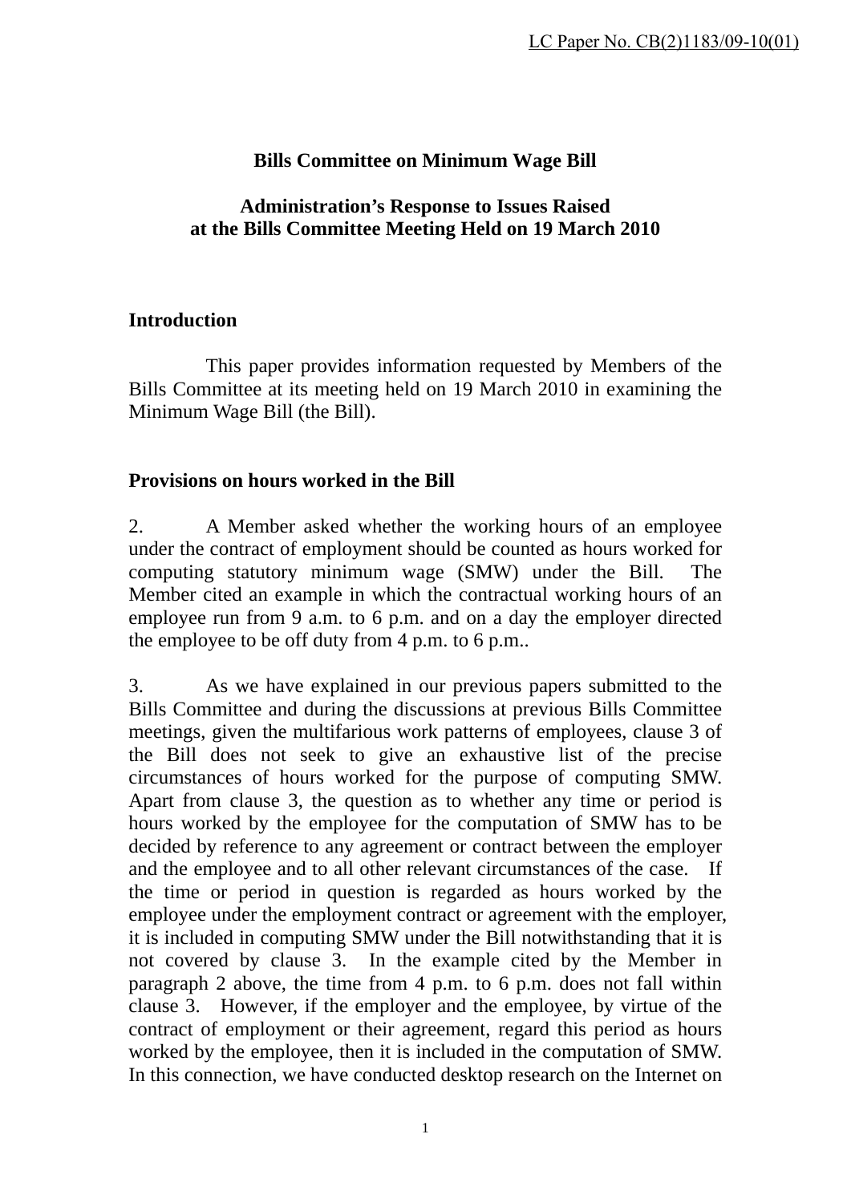LC Paper No. CB(2)1183/09-10(01)

**Bills Committee on Minimum Wage Bill**

**Administration's Response to Issues Raised at the Bills Committee Meeting Held on 19 March 2010**

## Introduction

This paper provides information requested by Members of the Bills Committee at its meeting held on 19 March 2010 in examining the Minimum Wage Bill (the Bill).

## Provisions on hours worked in the Bill

2. A Member asked whether the working hours of an employee under the contract of employment should be counted as hours worked for computing statutory minimum wage (SMW) under the Bill. The Member cited an example in which the contractual working hours of an employee run from 9 a.m. to 6 p.m. and on a day the employer directed the employee to be off duty from 4 p.m. to 6 p.m..

3. As we have explained in our previous papers submitted to the Bills Committee and during the discussions at previous Bills Committee meetings, given the multifarious work patterns of employees, clause 3 of the Bill does not seek to give an exhaustive list of the precise circumstances of hours worked for the purpose of computing SMW. Apart from clause 3, the question as to whether any time or period is hours worked by the employee for the computation of SMW has to be decided by reference to any agreement or contract between the employer and the employee and to all other relevant circumstances of the case. If the time or period in question is regarded as hours worked by the employee under the employment contract or agreement with the employer, it is included in computing SMW under the Bill notwithstanding that it is not covered by clause 3. In the example cited by the Member in paragraph 2 above, the time from 4 p.m. to 6 p.m. does not fall within clause 3. However, if the employer and the employee, by virtue of the contract of employment or their agreement, regard this period as hours worked by the employee, then it is included in the computation of SMW. In this connection, we have conducted desktop research on the Internet on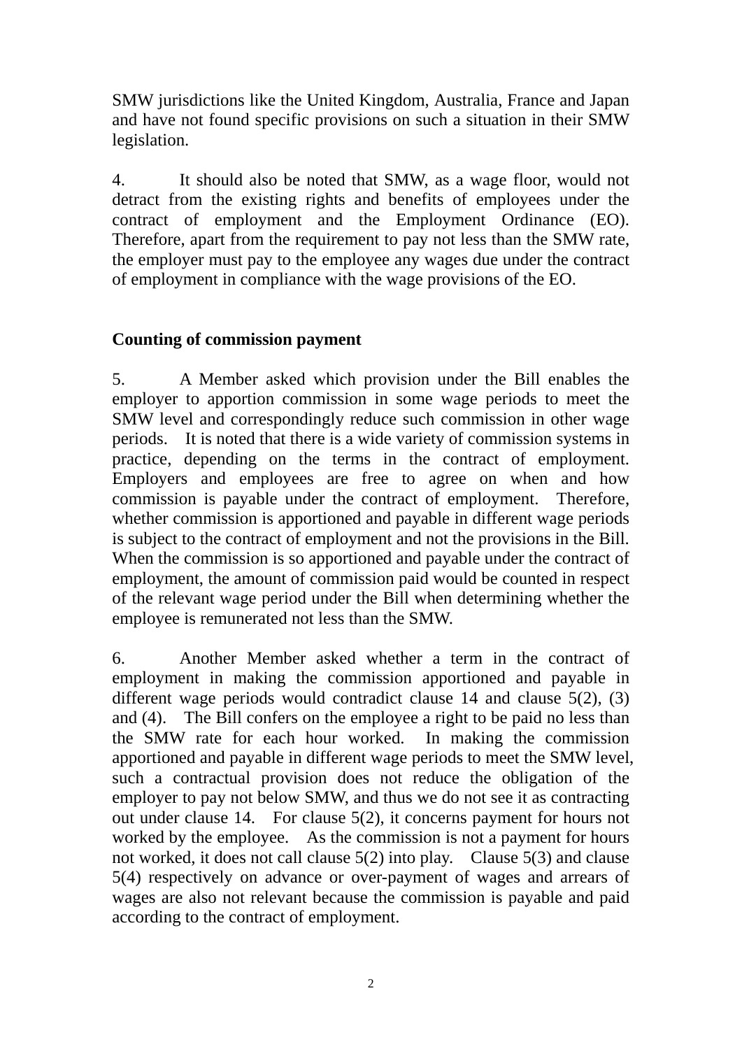SMW jurisdictions like the United Kingdom, Australia, France and Japan and have not found specific provisions on such a situation in their SMW legislation.

4. It should also be noted that SMW, as a wage floor, would not detract from the existing rights and benefits of employees under the contract of employment and the Employment Ordinance (EO). Therefore, apart from the requirement to pay not less than the SMW rate, the employer must pay to the employee any wages due under the contract of employment in compliance with the wage provisions of the EO.

**Counting of commission payment**

5. A Member asked which provision under the Bill enables the employer to apportion commission in some wage periods to meet the SMW level and correspondingly reduce such commission in other wage periods. It is noted that there is a wide variety of commission systems in practice, depending on the terms in the contract of employment. Employers and employees are free to agree on when and how commission is payable under the contract of employment. Therefore, whether commission is apportioned and payable in different wage periods is subject to the contract of employment and not the provisions in the Bill. When the commission is so apportioned and payable under the contract of employment, the amount of commission paid would be counted in respect of the relevant wage period under the Bill when determining whether the employee is remunerated not less than the SMW.

6. Another Member asked whether a term in the contract of employment in making the commission apportioned and payable in different wage periods would contradict clause 14 and clause 5(2), (3) and (4). The Bill confers on the employee a right to be paid no less than the SMW rate for each hour worked. In making the commission apportioned and payable in different wage periods to meet the SMW level, such a contractual provision does not reduce the obligation of the employer to pay not below SMW, and thus we do not see it as contracting out under clause 14. For clause 5(2), it concerns payment for hours not worked by the employee. As the commission is not a payment for hours not worked, it does not call clause 5(2) into play. Clause 5(3) and clause 5(4) respectively on advance or over-payment of wages and arrears of wages are also not relevant because the commission is payable and paid according to the contract of employment.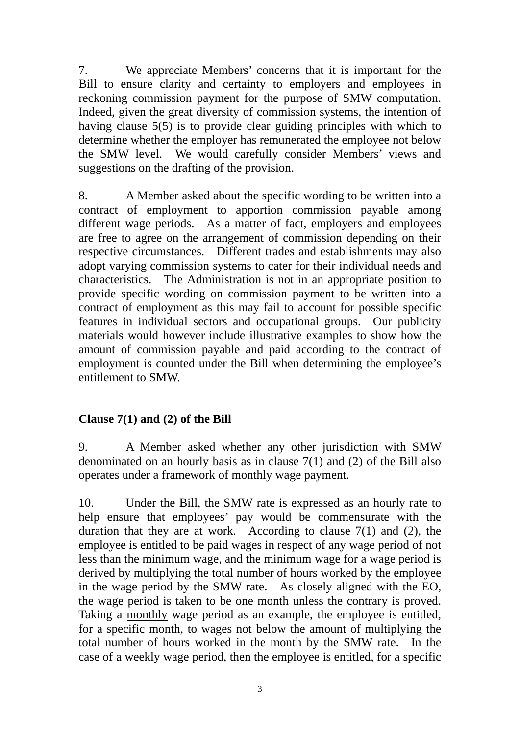7. We appreciate Members' concerns that it is important for the Bill to ensure clarity and certainty to employers and employees in reckoning commission payment for the purpose of SMW computation. Indeed, given the great diversity of commission systems, the intention of having clause 5(5) is to provide clear guiding principles with which to determine whether the employer has remunerated the employee not below the SMW level. We would carefully consider Members' views and suggestions on the drafting of the provision.

8. A Member asked about the specific wording to be written into a contract of employment to apportion commission payable among different wage periods. As a matter of fact, employers and employees are free to agree on the arrangement of commission depending on their respective circumstances. Different trades and establishments may also adopt varying commission systems to cater for their individual needs and characteristics. The Administration is not in an appropriate position to provide specific wording on commission payment to be written into a contract of employment as this may fail to account for possible specific features in individual sectors and occupational groups. Our publicity materials would however include illustrative examples to show how the amount of commission payable and paid according to the contract of employment is counted under the Bill when determining the employee's entitlement to SMW.

**Clause 7(1) and (2) of the Bill**

9. A Member asked whether any other jurisdiction with SMW denominated on an hourly basis as in clause 7(1) and (2) of the Bill also operates under a framework of monthly wage payment.

10. Under the Bill, the SMW rate is expressed as an hourly rate to help ensure that employees' pay would be commensurate with the duration that they are at work. According to clause 7(1) and (2), the employee is entitled to be paid wages in respect of any wage period of not less than the minimum wage, and the minimum wage for a wage period is derived by multiplying the total number of hours worked by the employee in the wage period by the SMW rate. As closely aligned with the EO, the wage period is taken to be one month unless the contrary is proved. Taking a <u>monthly</u> wage period as an example, the employee is entitled, for a specific month, to wages not below the amount of multiplying the total number of hours worked in the <u>month</u> by the SMW rate. In the case of a <u>weekly</u> wage period, then the employee is entitled, for a specific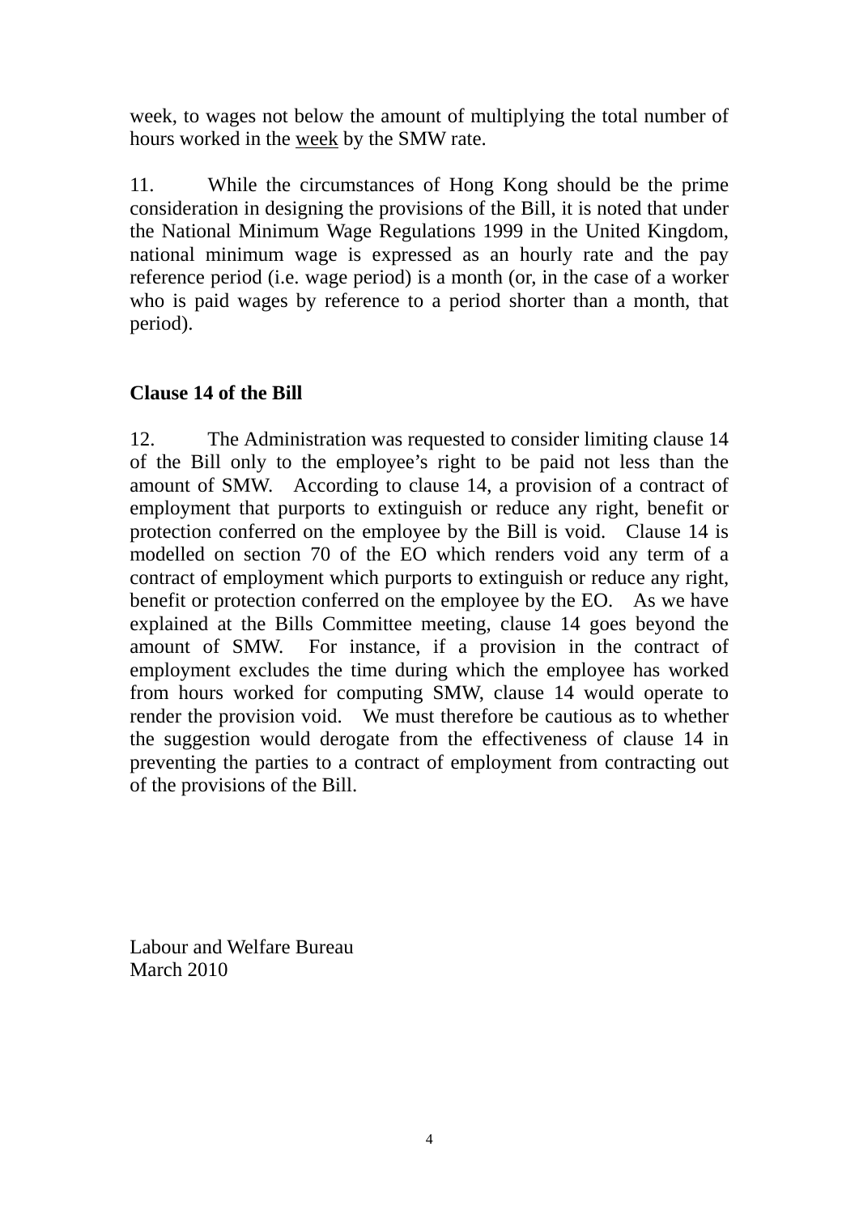week, to wages not below the amount of multiplying the total number of hours worked in the week by the SMW rate.

11. While the circumstances of Hong Kong should be the prime consideration in designing the provisions of the Bill, it is noted that under the National Minimum Wage Regulations 1999 in the United Kingdom, national minimum wage is expressed as an hourly rate and the pay reference period (i.e. wage period) is a month (or, in the case of a worker who is paid wages by reference to a period shorter than a month, that period).

**Clause 14 of the Bill**

12. The Administration was requested to consider limiting clause 14 of the Bill only to the employee's right to be paid not less than the amount of SMW. According to clause 14, a provision of a contract of employment that purports to extinguish or reduce any right, benefit or protection conferred on the employee by the Bill is void. Clause 14 is modelled on section 70 of the EO which renders void any term of a contract of employment which purports to extinguish or reduce any right, benefit or protection conferred on the employee by the EO. As we have explained at the Bills Committee meeting, clause 14 goes beyond the amount of SMW. For instance, if a provision in the contract of employment excludes the time during which the employee has worked from hours worked for computing SMW, clause 14 would operate to render the provision void. We must therefore be cautious as to whether the suggestion would derogate from the effectiveness of clause 14 in preventing the parties to a contract of employment from contracting out of the provisions of the Bill.

Labour and Welfare Bureau
March 2010